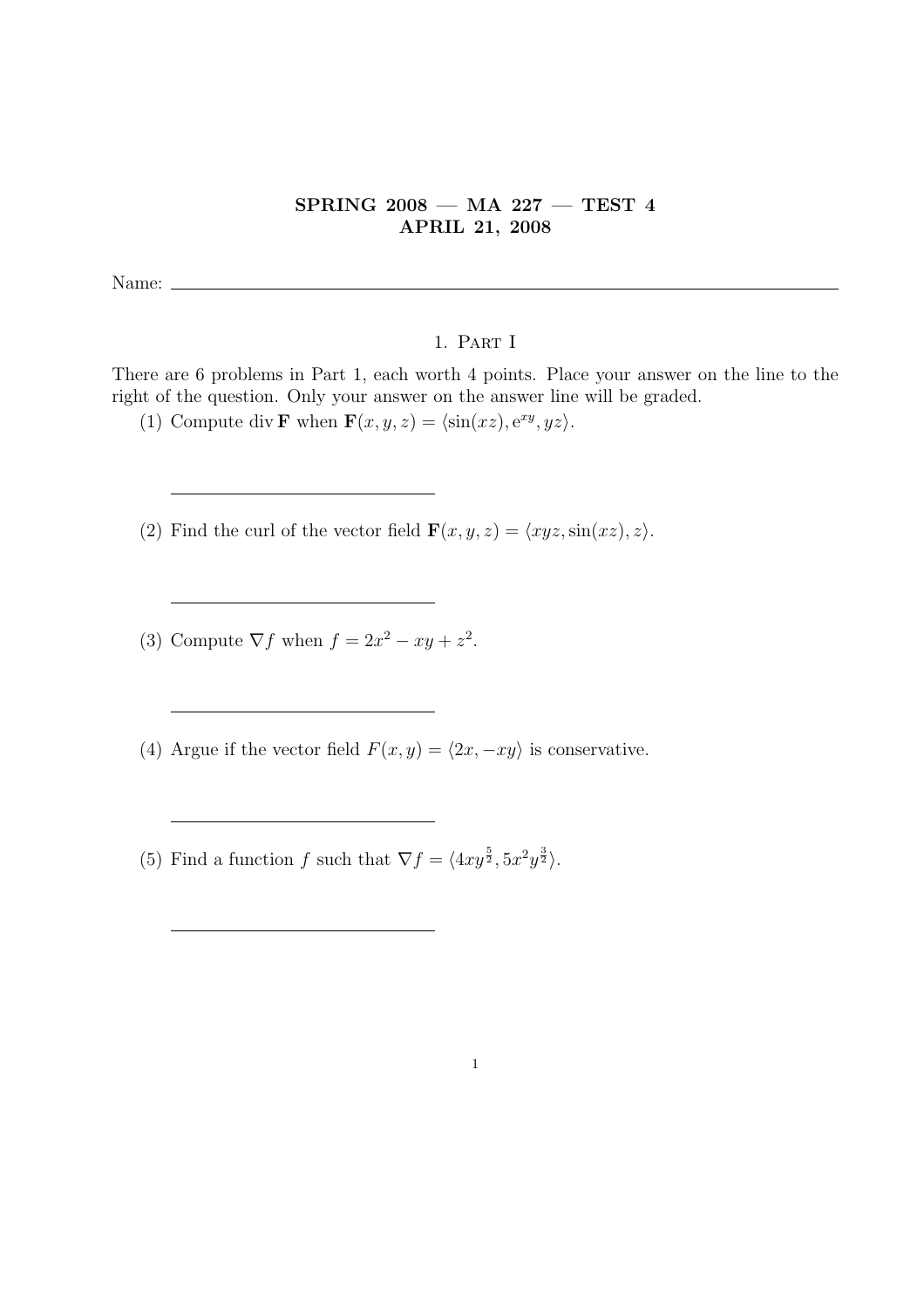**SPRING 2008 — MA 227 — TEST 4**
**APRIL 21, 2008**

Name: ______________________________

## 1. Part I

There are 6 problems in Part 1, each worth 4 points. Place your answer on the line to the right of the question. Only your answer on the answer line will be graded.

(1) Compute $\operatorname{div} \mathbf{F}$ when $\mathbf{F}(x, y, z) = \langle \sin(xz), e^{xy}, yz \rangle$.

______________________________

(2) Find the curl of the vector field $\mathbf{F}(x, y, z) = \langle xyz, \sin(xz), z \rangle$.

______________________________

(3) Compute $\nabla f$ when $f = 2x^2 - xy + z^2$.

______________________________

(4) Argue if the vector field $F(x, y) = \langle 2x, -xy \rangle$ is conservative.

______________________________

(5) Find a function $f$ such that $\nabla f = \langle 4xy^{\frac{5}{2}}, 5x^2y^{\frac{3}{2}} \rangle$.

______________________________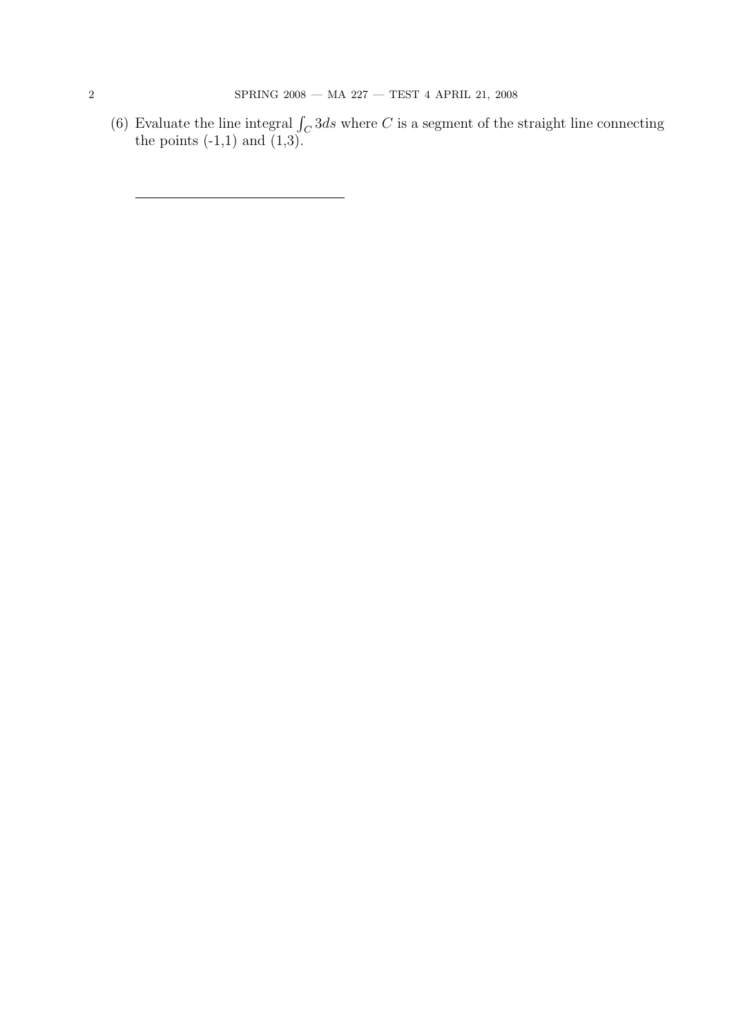(6) Evaluate the line integral $\int_C 3ds$ where $C$ is a segment of the straight line connecting the points (-1,1) and (1,3).

\_\_\_\_\_\_\_\_\_\_\_\_\_\_\_\_\_\_\_\_\_\_\_\_\_\_\_\_\_\_\_\_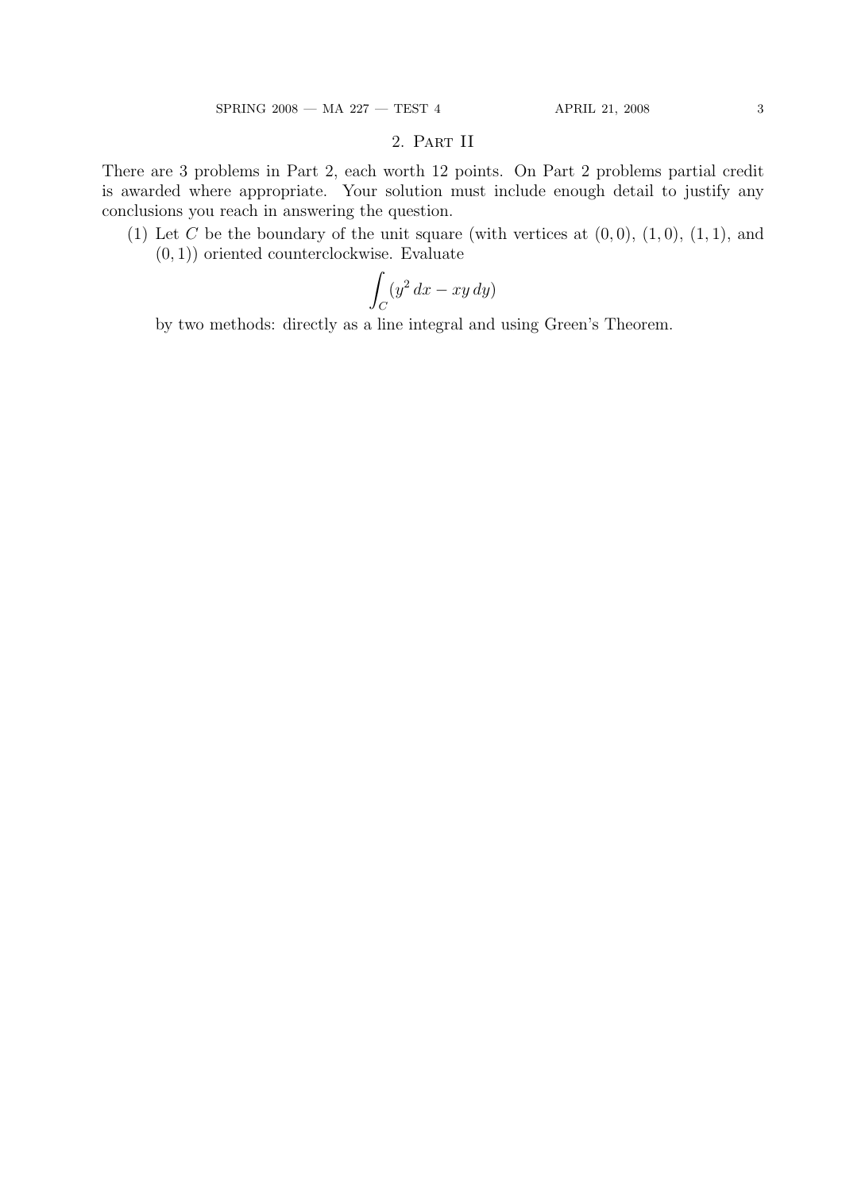## 2. Part II

There are 3 problems in Part 2, each worth 12 points. On Part 2 problems partial credit is awarded where appropriate. Your solution must include enough detail to justify any conclusions you reach in answering the question.

(1) Let $C$ be the boundary of the unit square (with vertices at $(0,0)$, $(1,0)$, $(1,1)$, and $(0,1)$) oriented counterclockwise. Evaluate

$$\int_C (y^2\,dx - xy\,dy)$$

by two methods: directly as a line integral and using Green's Theorem.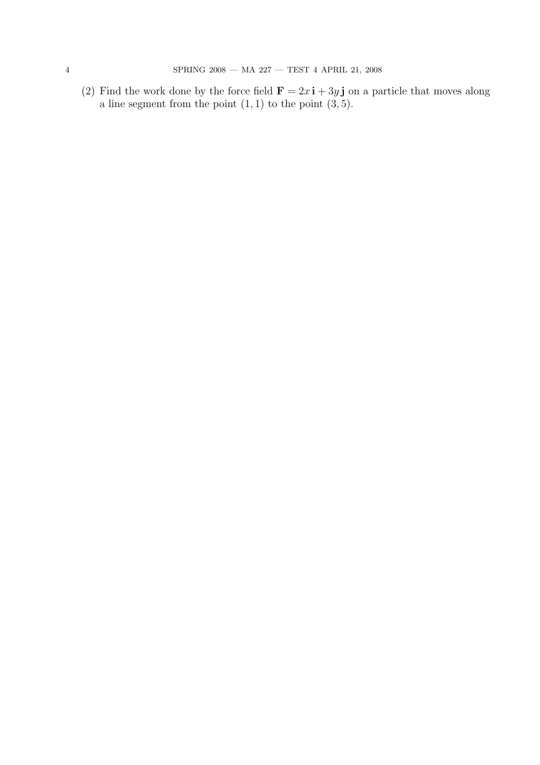(2) Find the work done by the force field $\mathbf{F} = 2x\,\mathbf{i} + 3y\,\mathbf{j}$ on a particle that moves along a line segment from the point $(1, 1)$ to the point $(3, 5)$.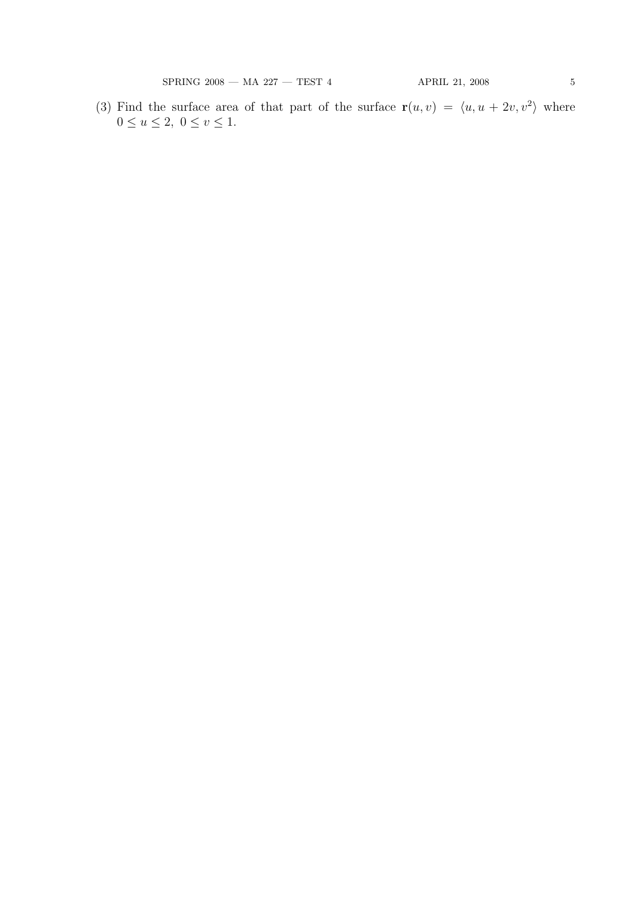(3) Find the surface area of that part of the surface $\mathbf{r}(u, v) = \langle u, u + 2v, v^2 \rangle$ where $0 \le u \le 2,\ 0 \le v \le 1$.